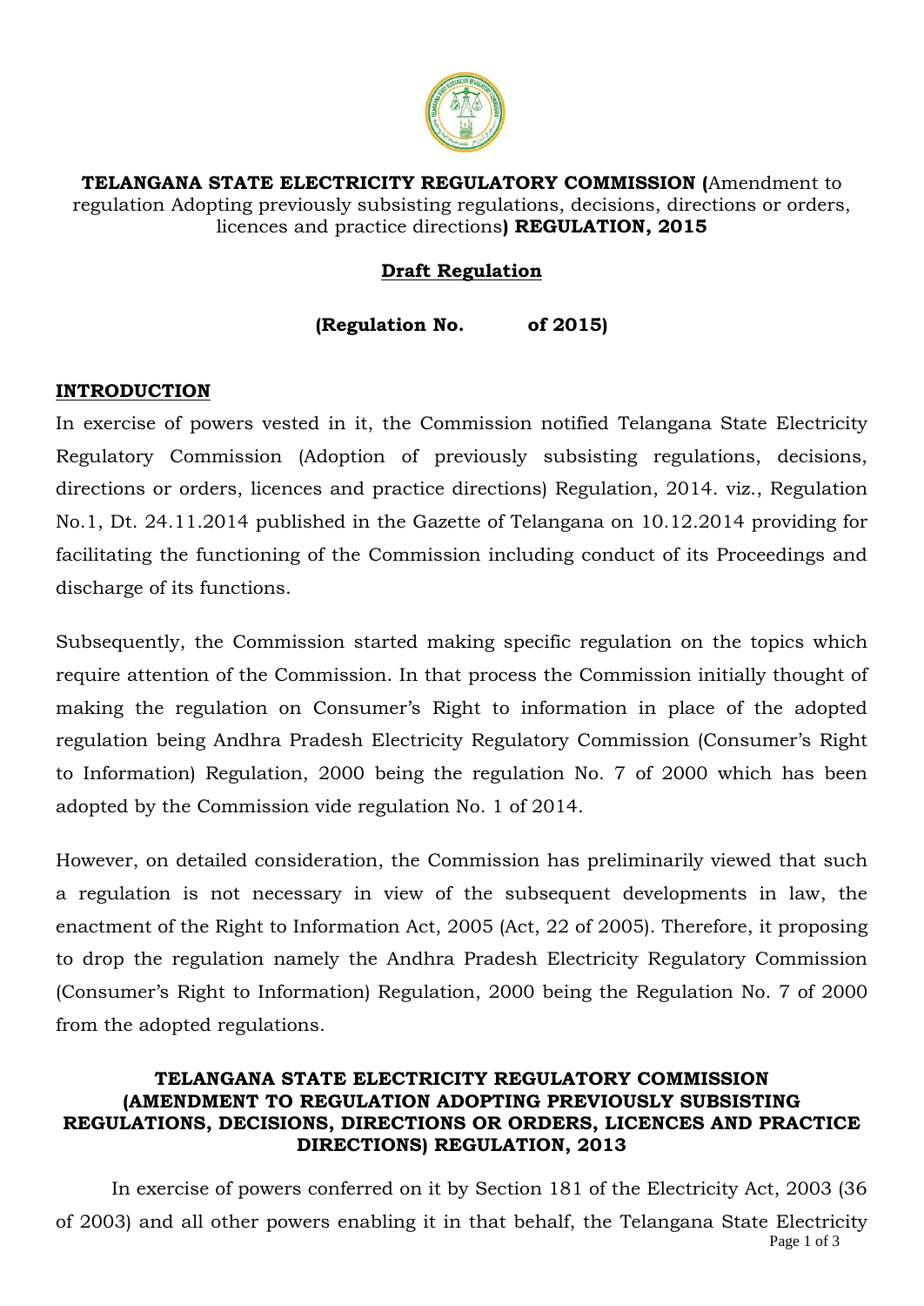**TELANGANA STATE ELECTRICITY REGULATORY COMMISSION (**Amendment to regulation Adopting previously subsisting regulations, decisions, directions or orders, licences and practice directions**) REGULATION, 2015**

**Draft Regulation**

**(Regulation No. of 2015)**

## INTRODUCTION

In exercise of powers vested in it, the Commission notified Telangana State Electricity Regulatory Commission (Adoption of previously subsisting regulations, decisions, directions or orders, licences and practice directions) Regulation, 2014. viz., Regulation No.1, Dt. 24.11.2014 published in the Gazette of Telangana on 10.12.2014 providing for facilitating the functioning of the Commission including conduct of its Proceedings and discharge of its functions.

Subsequently, the Commission started making specific regulation on the topics which require attention of the Commission. In that process the Commission initially thought of making the regulation on Consumer's Right to information in place of the adopted regulation being Andhra Pradesh Electricity Regulatory Commission (Consumer's Right to Information) Regulation, 2000 being the regulation No. 7 of 2000 which has been adopted by the Commission vide regulation No. 1 of 2014.

However, on detailed consideration, the Commission has preliminarily viewed that such a regulation is not necessary in view of the subsequent developments in law, the enactment of the Right to Information Act, 2005 (Act, 22 of 2005). Therefore, it proposing to drop the regulation namely the Andhra Pradesh Electricity Regulatory Commission (Consumer's Right to Information) Regulation, 2000 being the Regulation No. 7 of 2000 from the adopted regulations.

**TELANGANA STATE ELECTRICITY REGULATORY COMMISSION (AMENDMENT TO REGULATION ADOPTING PREVIOUSLY SUBSISTING REGULATIONS, DECISIONS, DIRECTIONS OR ORDERS, LICENCES AND PRACTICE DIRECTIONS) REGULATION, 2013**

In exercise of powers conferred on it by Section 181 of the Electricity Act, 2003 (36 of 2003) and all other powers enabling it in that behalf, the Telangana State Electricity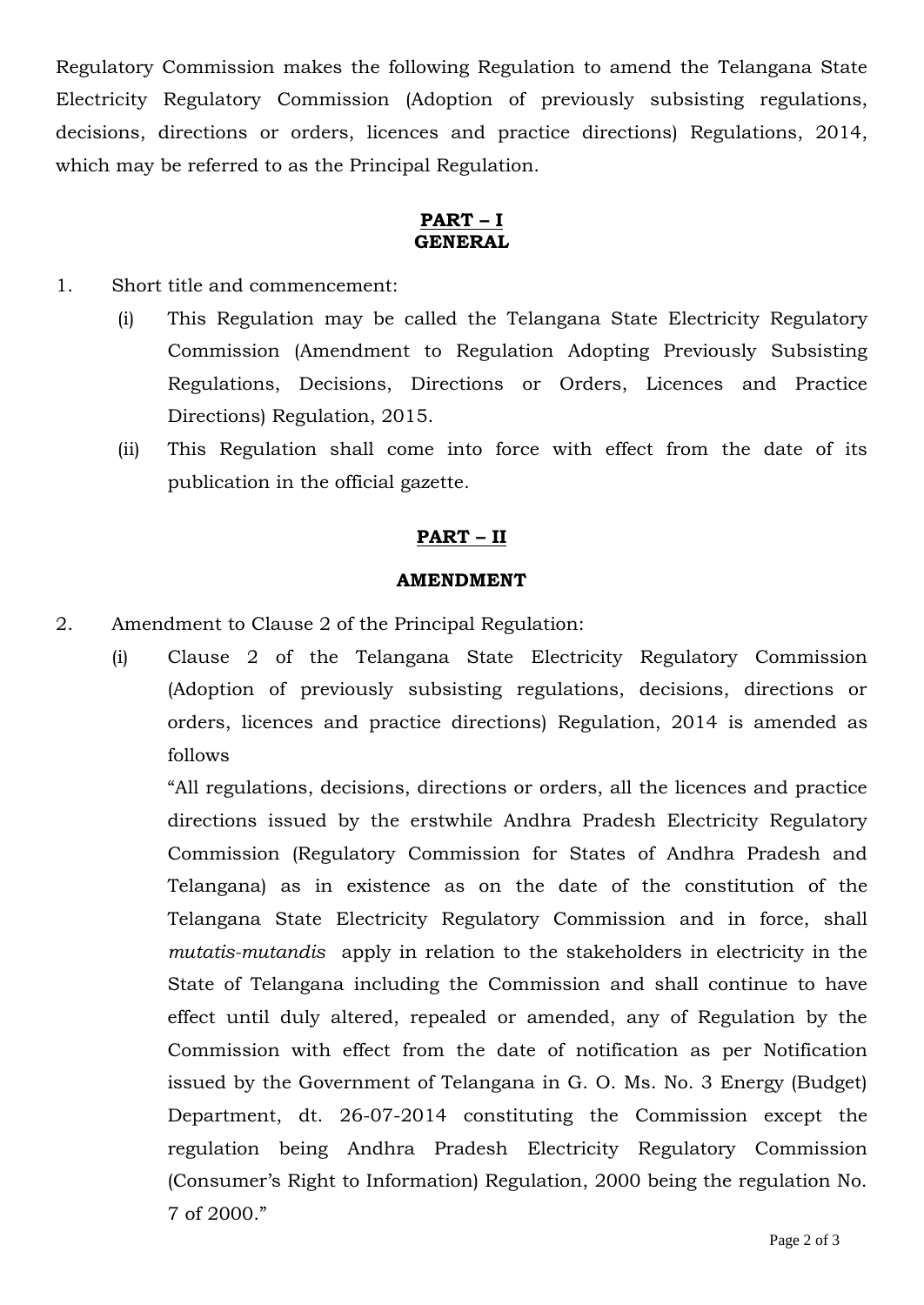Regulatory Commission makes the following Regulation to amend the Telangana State Electricity Regulatory Commission (Adoption of previously subsisting regulations, decisions, directions or orders, licences and practice directions) Regulations, 2014, which may be referred to as the Principal Regulation.

## PART – I
## GENERAL

1. Short title and commencement:

   (i) This Regulation may be called the Telangana State Electricity Regulatory Commission (Amendment to Regulation Adopting Previously Subsisting Regulations, Decisions, Directions or Orders, Licences and Practice Directions) Regulation, 2015.

   (ii) This Regulation shall come into force with effect from the date of its publication in the official gazette.

## PART – II

## AMENDMENT

2. Amendment to Clause 2 of the Principal Regulation:

   (i) Clause 2 of the Telangana State Electricity Regulatory Commission (Adoption of previously subsisting regulations, decisions, directions or orders, licences and practice directions) Regulation, 2014 is amended as follows

   "All regulations, decisions, directions or orders, all the licences and practice directions issued by the erstwhile Andhra Pradesh Electricity Regulatory Commission (Regulatory Commission for States of Andhra Pradesh and Telangana) as in existence as on the date of the constitution of the Telangana State Electricity Regulatory Commission and in force, shall *mutatis-mutandis* apply in relation to the stakeholders in electricity in the State of Telangana including the Commission and shall continue to have effect until duly altered, repealed or amended, any of Regulation by the Commission with effect from the date of notification as per Notification issued by the Government of Telangana in G. O. Ms. No. 3 Energy (Budget) Department, dt. 26-07-2014 constituting the Commission except the regulation being Andhra Pradesh Electricity Regulatory Commission (Consumer's Right to Information) Regulation, 2000 being the regulation No. 7 of 2000."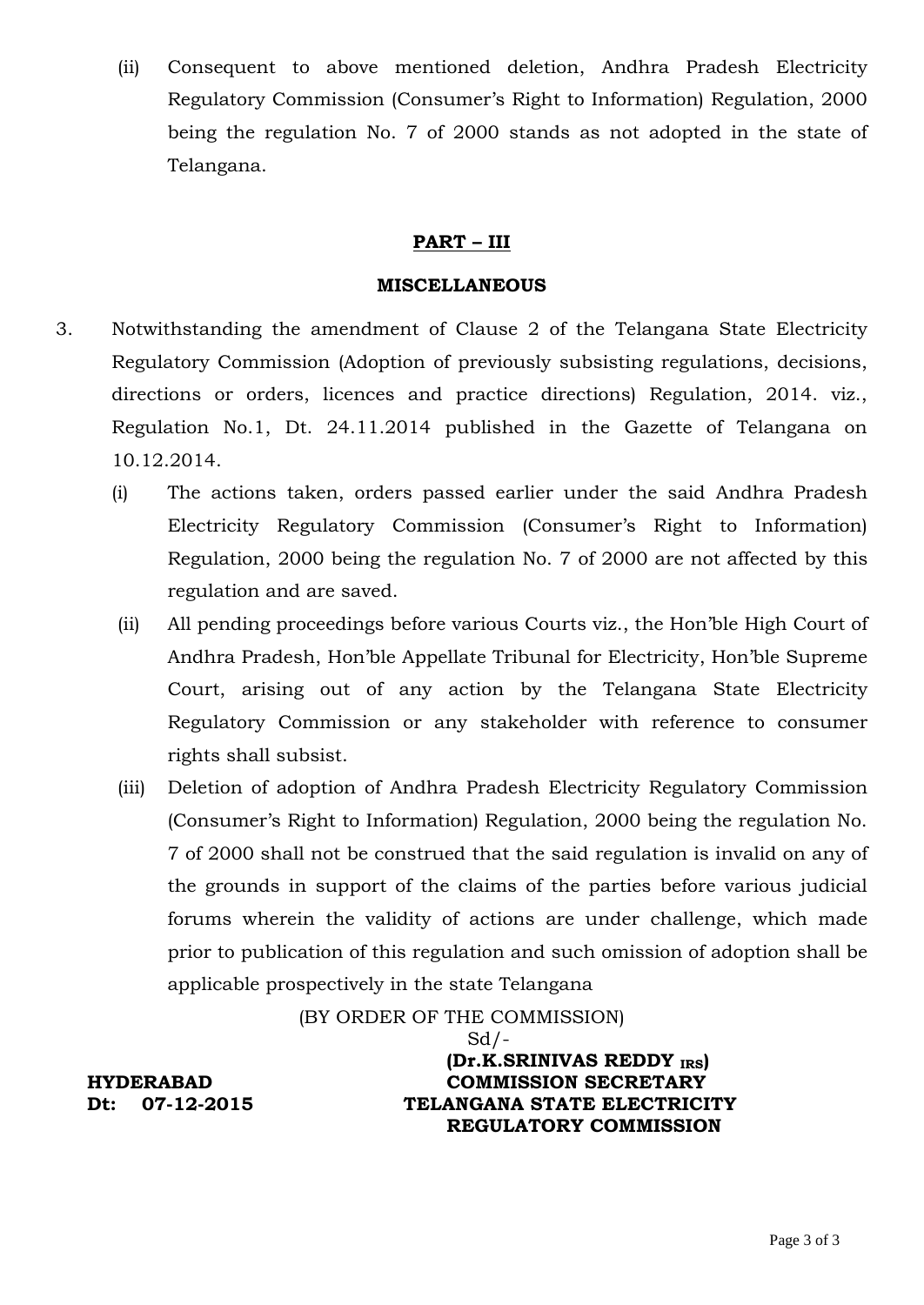(ii) Consequent to above mentioned deletion, Andhra Pradesh Electricity Regulatory Commission (Consumer's Right to Information) Regulation, 2000 being the regulation No. 7 of 2000 stands as not adopted in the state of Telangana.

## **PART – III**

### **MISCELLANEOUS**

3. Notwithstanding the amendment of Clause 2 of the Telangana State Electricity Regulatory Commission (Adoption of previously subsisting regulations, decisions, directions or orders, licences and practice directions) Regulation, 2014. viz., Regulation No.1, Dt. 24.11.2014 published in the Gazette of Telangana on 10.12.2014.

   (i) The actions taken, orders passed earlier under the said Andhra Pradesh Electricity Regulatory Commission (Consumer's Right to Information) Regulation, 2000 being the regulation No. 7 of 2000 are not affected by this regulation and are saved.

   (ii) All pending proceedings before various Courts viz., the Hon'ble High Court of Andhra Pradesh, Hon'ble Appellate Tribunal for Electricity, Hon'ble Supreme Court, arising out of any action by the Telangana State Electricity Regulatory Commission or any stakeholder with reference to consumer rights shall subsist.

   (iii) Deletion of adoption of Andhra Pradesh Electricity Regulatory Commission (Consumer's Right to Information) Regulation, 2000 being the regulation No. 7 of 2000 shall not be construed that the said regulation is invalid on any of the grounds in support of the claims of the parties before various judicial forums wherein the validity of actions are under challenge, which made prior to publication of this regulation and such omission of adoption shall be applicable prospectively in the state Telangana

(BY ORDER OF THE COMMISSION)

Sd/-

**(Dr.K.SRINIVAS REDDY IRS)**
**COMMISSION SECRETARY**
**TELANGANA STATE ELECTRICITY REGULATORY COMMISSION**

**HYDERABAD**
**Dt: 07-12-2015**